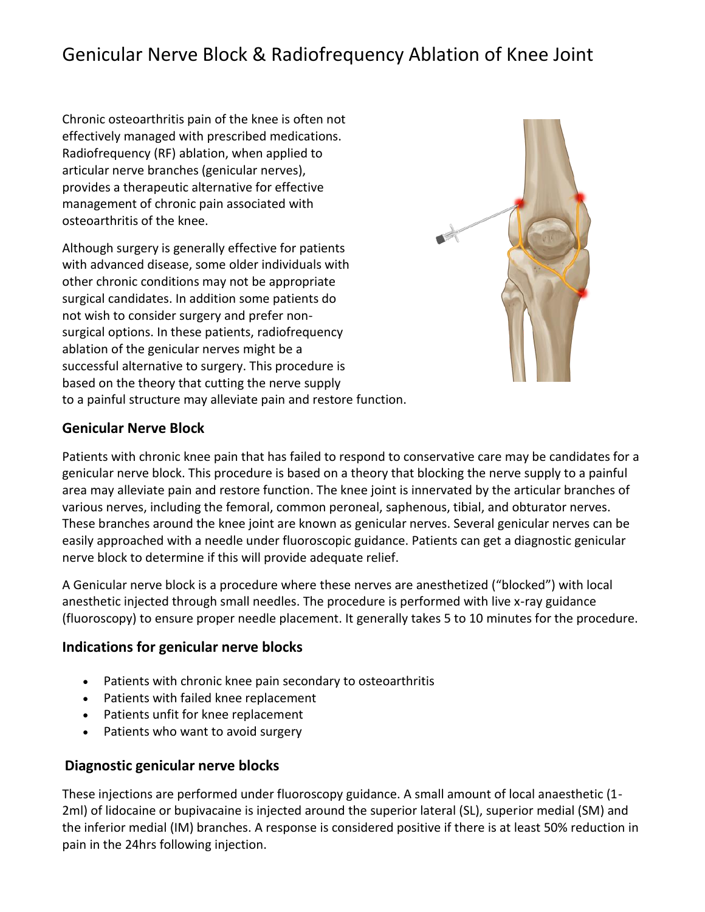# Genicular Nerve Block & Radiofrequency Ablation of Knee Joint

Chronic osteoarthritis pain of the knee is often not effectively managed with prescribed medications. Radiofrequency (RF) ablation, when applied to articular nerve branches (genicular nerves), provides a therapeutic alternative for effective management of chronic pain associated with osteoarthritis of the knee.

Although surgery is generally effective for patients with advanced disease, some older individuals with other chronic conditions may not be appropriate surgical candidates. In addition some patients do not wish to consider surgery and prefer non-surgical options. In these patients, radiofrequency ablation of the genicular nerves might be a successful alternative to surgery. This procedure is based on the theory that cutting the nerve supply to a painful structure may alleviate pain and restore function.

### Genicular Nerve Block

Patients with chronic knee pain that has failed to respond to conservative care may be candidates for a genicular nerve block. This procedure is based on a theory that blocking the nerve supply to a painful area may alleviate pain and restore function. The knee joint is innervated by the articular branches of various nerves, including the femoral, common peroneal, saphenous, tibial, and obturator nerves. These branches around the knee joint are known as genicular nerves. Several genicular nerves can be easily approached with a needle under fluoroscopic guidance. Patients can get a diagnostic genicular nerve block to determine if this will provide adequate relief.

A Genicular nerve block is a procedure where these nerves are anesthetized ("blocked") with local anesthetic injected through small needles. The procedure is performed with live x-ray guidance (fluoroscopy) to ensure proper needle placement. It generally takes 5 to 10 minutes for the procedure.

### Indications for genicular nerve blocks

- Patients with chronic knee pain secondary to osteoarthritis
- Patients with failed knee replacement
- Patients unfit for knee replacement
- Patients who want to avoid surgery

### Diagnostic genicular nerve blocks

These injections are performed under fluoroscopy guidance. A small amount of local anaesthetic (1-2ml) of lidocaine or bupivacaine is injected around the superior lateral (SL), superior medial (SM) and the inferior medial (IM) branches. A response is considered positive if there is at least 50% reduction in pain in the 24hrs following injection.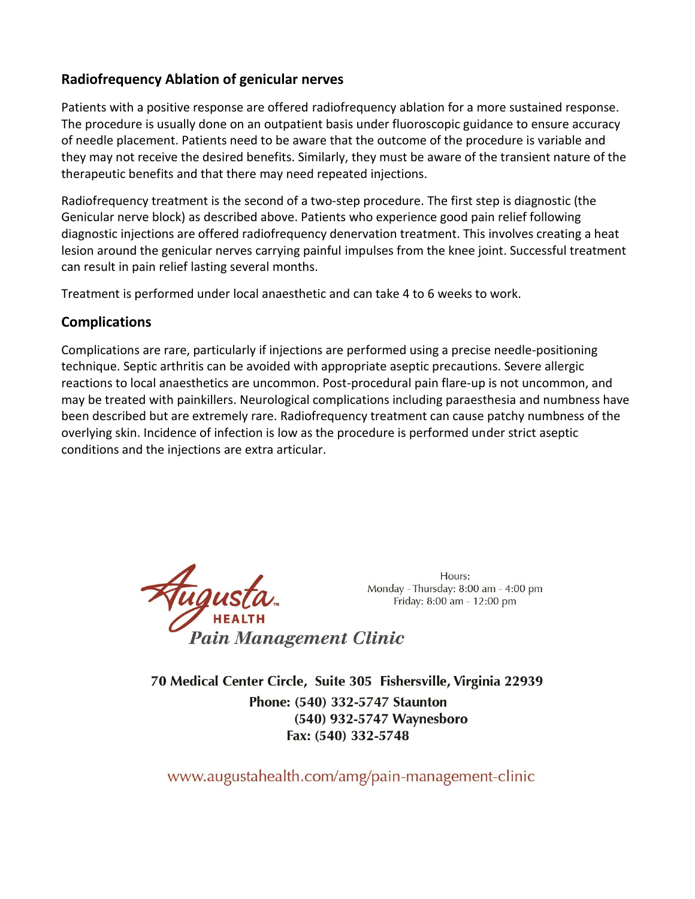## Radiofrequency Ablation of genicular nerves

Patients with a positive response are offered radiofrequency ablation for a more sustained response. The procedure is usually done on an outpatient basis under fluoroscopic guidance to ensure accuracy of needle placement. Patients need to be aware that the outcome of the procedure is variable and they may not receive the desired benefits. Similarly, they must be aware of the transient nature of the therapeutic benefits and that there may need repeated injections.

Radiofrequency treatment is the second of a two-step procedure. The first step is diagnostic (the Genicular nerve block) as described above. Patients who experience good pain relief following diagnostic injections are offered radiofrequency denervation treatment. This involves creating a heat lesion around the genicular nerves carrying painful impulses from the knee joint. Successful treatment can result in pain relief lasting several months.

Treatment is performed under local anaesthetic and can take 4 to 6 weeks to work.

## Complications

Complications are rare, particularly if injections are performed using a precise needle-positioning technique. Septic arthritis can be avoided with appropriate aseptic precautions. Severe allergic reactions to local anaesthetics are uncommon. Post-procedural pain flare-up is not uncommon, and may be treated with painkillers. Neurological complications including paraesthesia and numbness have been described but are extremely rare. Radiofrequency treatment can cause patchy numbness of the overlying skin. Incidence of infection is low as the procedure is performed under strict aseptic conditions and the injections are extra articular.

Augusta HEALTH™

*Pain Management Clinic*

Hours:
Monday - Thursday: 8:00 am - 4:00 pm
Friday: 8:00 am - 12:00 pm

**70 Medical Center Circle, Suite 305 Fishersville, Virginia 22939**

**Phone: (540) 332-5747 Staunton**
**(540) 932-5747 Waynesboro**
**Fax: (540) 332-5748**

www.augustahealth.com/amg/pain-management-clinic